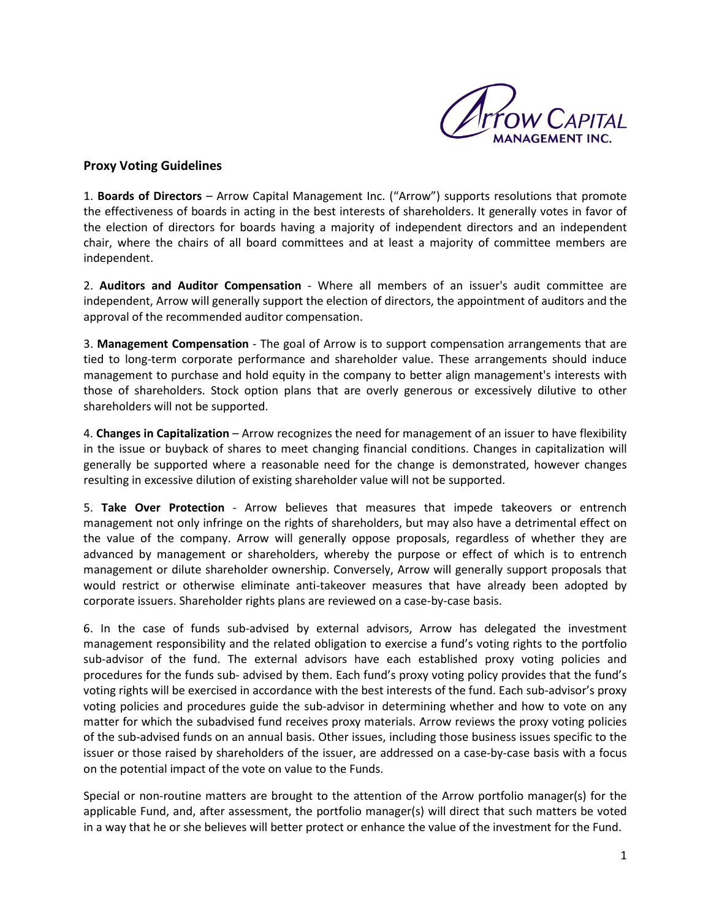## Proxy Voting Guidelines

1. **Boards of Directors** – Arrow Capital Management Inc. ("Arrow") supports resolutions that promote the effectiveness of boards in acting in the best interests of shareholders. It generally votes in favor of the election of directors for boards having a majority of independent directors and an independent chair, where the chairs of all board committees and at least a majority of committee members are independent.

2. **Auditors and Auditor Compensation** - Where all members of an issuer's audit committee are independent, Arrow will generally support the election of directors, the appointment of auditors and the approval of the recommended auditor compensation.

3. **Management Compensation** - The goal of Arrow is to support compensation arrangements that are tied to long-term corporate performance and shareholder value. These arrangements should induce management to purchase and hold equity in the company to better align management's interests with those of shareholders. Stock option plans that are overly generous or excessively dilutive to other shareholders will not be supported.

4. **Changes in Capitalization** – Arrow recognizes the need for management of an issuer to have flexibility in the issue or buyback of shares to meet changing financial conditions. Changes in capitalization will generally be supported where a reasonable need for the change is demonstrated, however changes resulting in excessive dilution of existing shareholder value will not be supported.

5. **Take Over Protection** - Arrow believes that measures that impede takeovers or entrench management not only infringe on the rights of shareholders, but may also have a detrimental effect on the value of the company. Arrow will generally oppose proposals, regardless of whether they are advanced by management or shareholders, whereby the purpose or effect of which is to entrench management or dilute shareholder ownership. Conversely, Arrow will generally support proposals that would restrict or otherwise eliminate anti-takeover measures that have already been adopted by corporate issuers. Shareholder rights plans are reviewed on a case-by-case basis.

6. In the case of funds sub-advised by external advisors, Arrow has delegated the investment management responsibility and the related obligation to exercise a fund's voting rights to the portfolio sub-advisor of the fund. The external advisors have each established proxy voting policies and procedures for the funds sub- advised by them. Each fund's proxy voting policy provides that the fund's voting rights will be exercised in accordance with the best interests of the fund. Each sub-advisor's proxy voting policies and procedures guide the sub-advisor in determining whether and how to vote on any matter for which the subadvised fund receives proxy materials. Arrow reviews the proxy voting policies of the sub-advised funds on an annual basis. Other issues, including those business issues specific to the issuer or those raised by shareholders of the issuer, are addressed on a case-by-case basis with a focus on the potential impact of the vote on value to the Funds.

Special or non-routine matters are brought to the attention of the Arrow portfolio manager(s) for the applicable Fund, and, after assessment, the portfolio manager(s) will direct that such matters be voted in a way that he or she believes will better protect or enhance the value of the investment for the Fund.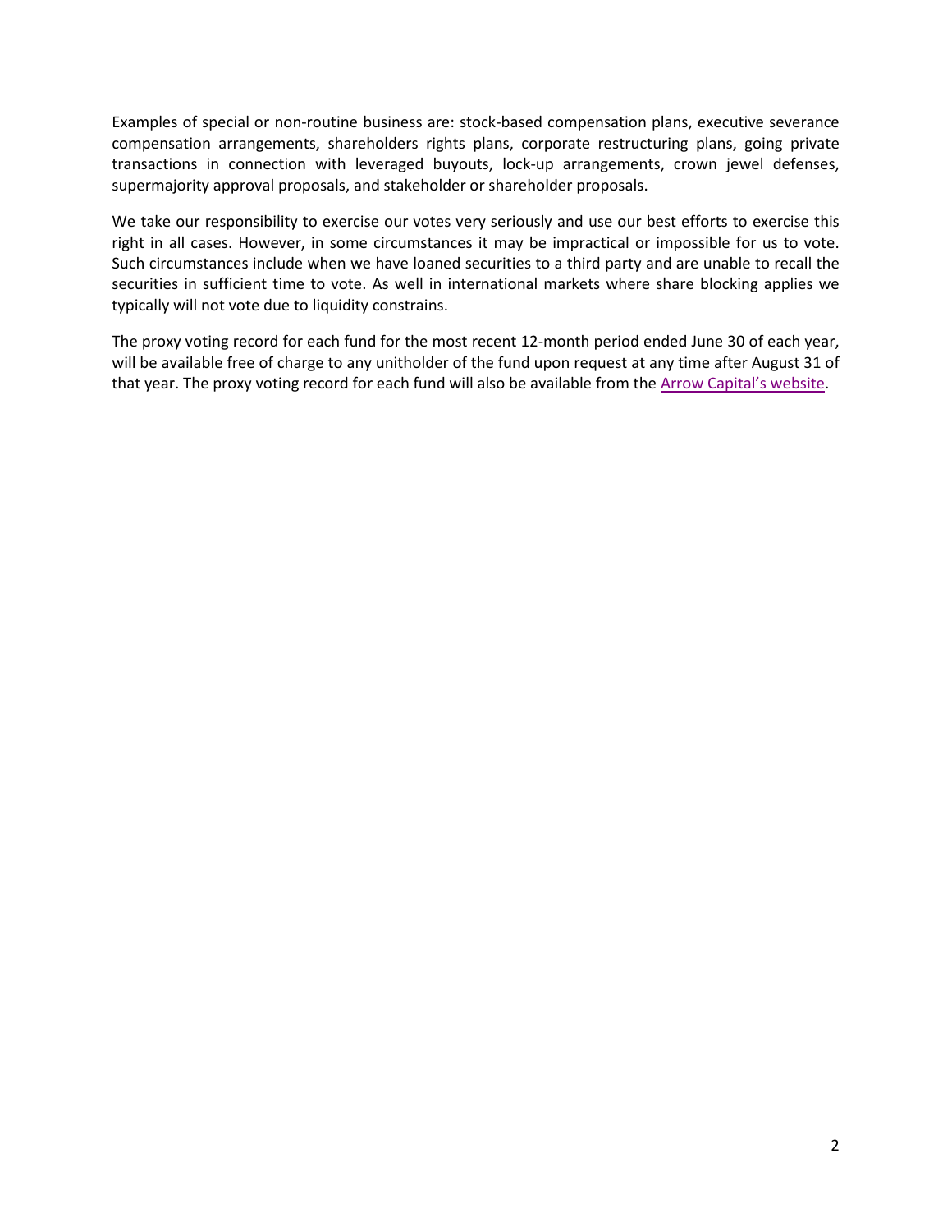Examples of special or non-routine business are: stock-based compensation plans, executive severance compensation arrangements, shareholders rights plans, corporate restructuring plans, going private transactions in connection with leveraged buyouts, lock-up arrangements, crown jewel defenses, supermajority approval proposals, and stakeholder or shareholder proposals.

We take our responsibility to exercise our votes very seriously and use our best efforts to exercise this right in all cases. However, in some circumstances it may be impractical or impossible for us to vote. Such circumstances include when we have loaned securities to a third party and are unable to recall the securities in sufficient time to vote. As well in international markets where share blocking applies we typically will not vote due to liquidity constrains.

The proxy voting record for each fund for the most recent 12-month period ended June 30 of each year, will be available free of charge to any unitholder of the fund upon request at any time after August 31 of that year. The proxy voting record for each fund will also be available from the Arrow Capital's website.